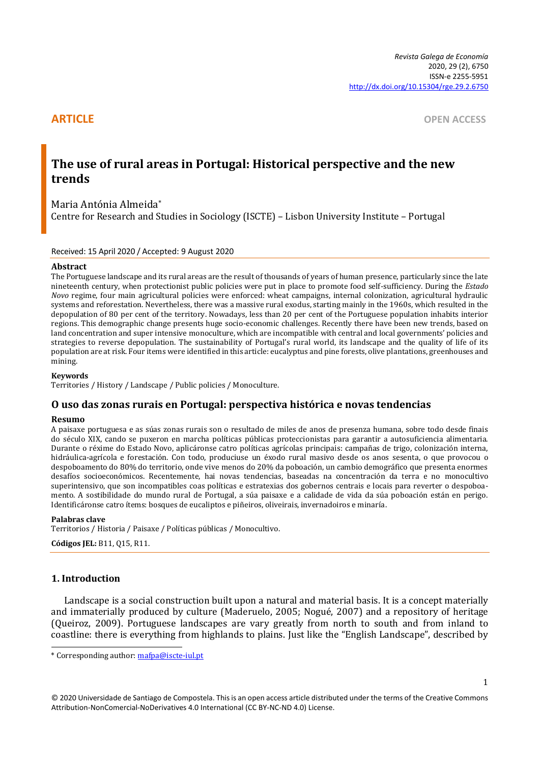*Revista Galega de Economía*
2020, 29 (2), 6750
ISSN-e 2255-5951
http://dx.doi.org/10.15304/rge.29.2.6750

**ARTICLE** **OPEN ACCESS**

# The use of rural areas in Portugal: Historical perspective and the new trends

Maria Antónia Almeida*

Centre for Research and Studies in Sociology (ISCTE) – Lisbon University Institute – Portugal

Received: 15 April 2020 / Accepted: 9 August 2020

### Abstract

The Portuguese landscape and its rural areas are the result of thousands of years of human presence, particularly since the late nineteenth century, when protectionist public policies were put in place to promote food self-sufficiency. During the *Estado Novo* regime, four main agricultural policies were enforced: wheat campaigns, internal colonization, agricultural hydraulic systems and reforestation. Nevertheless, there was a massive rural exodus, starting mainly in the 1960s, which resulted in the depopulation of 80 per cent of the territory. Nowadays, less than 20 per cent of the Portuguese population inhabits interior regions. This demographic change presents huge socio-economic challenges. Recently there have been new trends, based on land concentration and super intensive monoculture, which are incompatible with central and local governments' policies and strategies to reverse depopulation. The sustainability of Portugal's rural world, its landscape and the quality of life of its population are at risk. Four items were identified in this article: eucalyptus and pine forests, olive plantations, greenhouses and mining.

### Keywords

Territories / History / Landscape / Public policies / Monoculture.

## O uso das zonas rurais en Portugal: perspectiva histórica e novas tendencias

### Resumo

A paisaxe portuguesa e as súas zonas rurais son o resultado de miles de anos de presenza humana, sobre todo desde finais do século XIX, cando se puxeron en marcha políticas públicas proteccionistas para garantir a autosuficiencia alimentaria. Durante o réxime do Estado Novo, aplicáronse catro políticas agrícolas principais: campañas de trigo, colonización interna, hidráulica-agrícola e forestación. Con todo, produciuse un éxodo rural masivo desde os anos sesenta, o que provocou o despoboamento do 80% do territorio, onde vive menos do 20% da poboación, un cambio demográfico que presenta enormes desafíos socioeconómicos. Recentemente, hai novas tendencias, baseadas na concentración da terra e no monocultivo superintensivo, que son incompatibles coas políticas e estratexias dos gobernos centrais e locais para reverter o despoboamento. A sostibilidade do mundo rural de Portugal, a súa paisaxe e a calidade de vida da súa poboación están en perigo. Identificáronse catro ítems: bosques de eucaliptos e piñeiros, oliveirais, invernadoiros e minaría.

### Palabras clave

Territorios / Historia / Paisaxe / Políticas públicas / Monocultivo.

**Códigos JEL:** B11, Q15, R11.

## 1. Introduction

Landscape is a social construction built upon a natural and material basis. It is a concept materially and immaterially produced by culture (Maderuelo, 2005; Nogué, 2007) and a repository of heritage (Queiroz, 2009). Portuguese landscapes are vary greatly from north to south and from inland to coastline: there is everything from highlands to plains. Just like the "English Landscape", described by

* Corresponding author: mafpa@iscte-iul.pt

© 2020 Universidade de Santiago de Compostela. This is an open access article distributed under the terms of the Creative Commons Attribution-NonComercial-NoDerivatives 4.0 International (CC BY-NC-ND 4.0) License.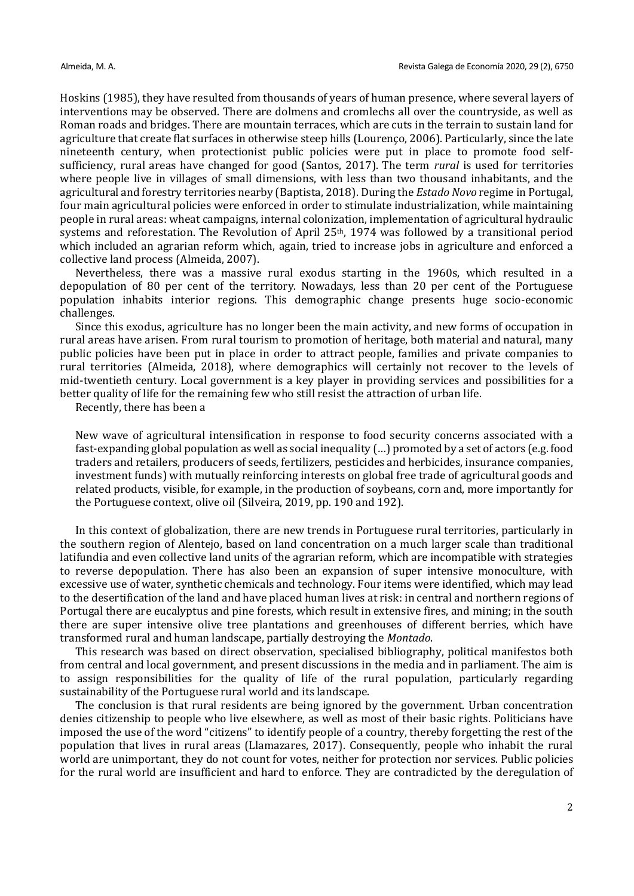Hoskins (1985), they have resulted from thousands of years of human presence, where several layers of interventions may be observed. There are dolmens and cromlechs all over the countryside, as well as Roman roads and bridges. There are mountain terraces, which are cuts in the terrain to sustain land for agriculture that create flat surfaces in otherwise steep hills (Lourenço, 2006). Particularly, since the late nineteenth century, when protectionist public policies were put in place to promote food self-sufficiency, rural areas have changed for good (Santos, 2017). The term *rural* is used for territories where people live in villages of small dimensions, with less than two thousand inhabitants, and the agricultural and forestry territories nearby (Baptista, 2018). During the *Estado Novo* regime in Portugal, four main agricultural policies were enforced in order to stimulate industrialization, while maintaining people in rural areas: wheat campaigns, internal colonization, implementation of agricultural hydraulic systems and reforestation. The Revolution of April 25th, 1974 was followed by a transitional period which included an agrarian reform which, again, tried to increase jobs in agriculture and enforced a collective land process (Almeida, 2007).

Nevertheless, there was a massive rural exodus starting in the 1960s, which resulted in a depopulation of 80 per cent of the territory. Nowadays, less than 20 per cent of the Portuguese population inhabits interior regions. This demographic change presents huge socio-economic challenges.

Since this exodus, agriculture has no longer been the main activity, and new forms of occupation in rural areas have arisen. From rural tourism to promotion of heritage, both material and natural, many public policies have been put in place in order to attract people, families and private companies to rural territories (Almeida, 2018), where demographics will certainly not recover to the levels of mid-twentieth century. Local government is a key player in providing services and possibilities for a better quality of life for the remaining few who still resist the attraction of urban life.

Recently, there has been a

> New wave of agricultural intensification in response to food security concerns associated with a fast-expanding global population as well as social inequality (…) promoted by a set of actors (e.g. food traders and retailers, producers of seeds, fertilizers, pesticides and herbicides, insurance companies, investment funds) with mutually reinforcing interests on global free trade of agricultural goods and related products, visible, for example, in the production of soybeans, corn and, more importantly for the Portuguese context, olive oil (Silveira, 2019, pp. 190 and 192).

In this context of globalization, there are new trends in Portuguese rural territories, particularly in the southern region of Alentejo, based on land concentration on a much larger scale than traditional latifundia and even collective land units of the agrarian reform, which are incompatible with strategies to reverse depopulation. There has also been an expansion of super intensive monoculture, with excessive use of water, synthetic chemicals and technology. Four items were identified, which may lead to the desertification of the land and have placed human lives at risk: in central and northern regions of Portugal there are eucalyptus and pine forests, which result in extensive fires, and mining; in the south there are super intensive olive tree plantations and greenhouses of different berries, which have transformed rural and human landscape, partially destroying the *Montado*.

This research was based on direct observation, specialised bibliography, political manifestos both from central and local government, and present discussions in the media and in parliament. The aim is to assign responsibilities for the quality of life of the rural population, particularly regarding sustainability of the Portuguese rural world and its landscape.

The conclusion is that rural residents are being ignored by the government. Urban concentration denies citizenship to people who live elsewhere, as well as most of their basic rights. Politicians have imposed the use of the word "citizens" to identify people of a country, thereby forgetting the rest of the population that lives in rural areas (Llamazares, 2017). Consequently, people who inhabit the rural world are unimportant, they do not count for votes, neither for protection nor services. Public policies for the rural world are insufficient and hard to enforce. They are contradicted by the deregulation of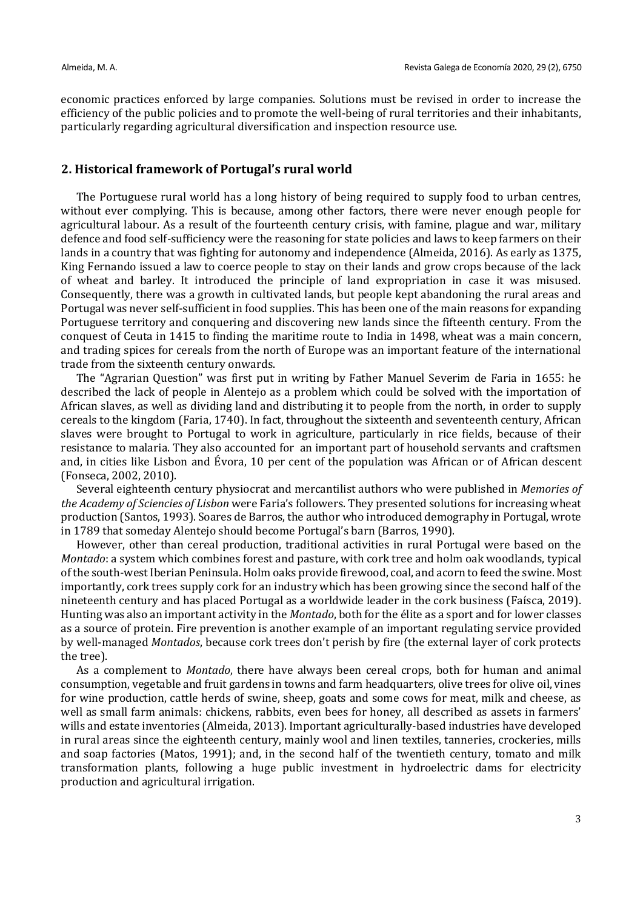economic practices enforced by large companies. Solutions must be revised in order to increase the efficiency of the public policies and to promote the well-being of rural territories and their inhabitants, particularly regarding agricultural diversification and inspection resource use.

## 2. Historical framework of Portugal's rural world

The Portuguese rural world has a long history of being required to supply food to urban centres, without ever complying. This is because, among other factors, there were never enough people for agricultural labour. As a result of the fourteenth century crisis, with famine, plague and war, military defence and food self-sufficiency were the reasoning for state policies and laws to keep farmers on their lands in a country that was fighting for autonomy and independence (Almeida, 2016). As early as 1375, King Fernando issued a law to coerce people to stay on their lands and grow crops because of the lack of wheat and barley. It introduced the principle of land expropriation in case it was misused. Consequently, there was a growth in cultivated lands, but people kept abandoning the rural areas and Portugal was never self-sufficient in food supplies. This has been one of the main reasons for expanding Portuguese territory and conquering and discovering new lands since the fifteenth century. From the conquest of Ceuta in 1415 to finding the maritime route to India in 1498, wheat was a main concern, and trading spices for cereals from the north of Europe was an important feature of the international trade from the sixteenth century onwards.

The "Agrarian Question" was first put in writing by Father Manuel Severim de Faria in 1655: he described the lack of people in Alentejo as a problem which could be solved with the importation of African slaves, as well as dividing land and distributing it to people from the north, in order to supply cereals to the kingdom (Faria, 1740). In fact, throughout the sixteenth and seventeenth century, African slaves were brought to Portugal to work in agriculture, particularly in rice fields, because of their resistance to malaria. They also accounted for an important part of household servants and craftsmen and, in cities like Lisbon and Évora, 10 per cent of the population was African or of African descent (Fonseca, 2002, 2010).

Several eighteenth century physiocrat and mercantilist authors who were published in *Memories of the Academy of Sciencies of Lisbon* were Faria's followers. They presented solutions for increasing wheat production (Santos, 1993). Soares de Barros, the author who introduced demography in Portugal, wrote in 1789 that someday Alentejo should become Portugal's barn (Barros, 1990).

However, other than cereal production, traditional activities in rural Portugal were based on the *Montado*: a system which combines forest and pasture, with cork tree and holm oak woodlands, typical of the south-west Iberian Peninsula. Holm oaks provide firewood, coal, and acorn to feed the swine. Most importantly, cork trees supply cork for an industry which has been growing since the second half of the nineteenth century and has placed Portugal as a worldwide leader in the cork business (Faísca, 2019). Hunting was also an important activity in the *Montado*, both for the élite as a sport and for lower classes as a source of protein. Fire prevention is another example of an important regulating service provided by well-managed *Montados*, because cork trees don't perish by fire (the external layer of cork protects the tree).

As a complement to *Montado*, there have always been cereal crops, both for human and animal consumption, vegetable and fruit gardens in towns and farm headquarters, olive trees for olive oil, vines for wine production, cattle herds of swine, sheep, goats and some cows for meat, milk and cheese, as well as small farm animals: chickens, rabbits, even bees for honey, all described as assets in farmers' wills and estate inventories (Almeida, 2013). Important agriculturally-based industries have developed in rural areas since the eighteenth century, mainly wool and linen textiles, tanneries, crockeries, mills and soap factories (Matos, 1991); and, in the second half of the twentieth century, tomato and milk transformation plants, following a huge public investment in hydroelectric dams for electricity production and agricultural irrigation.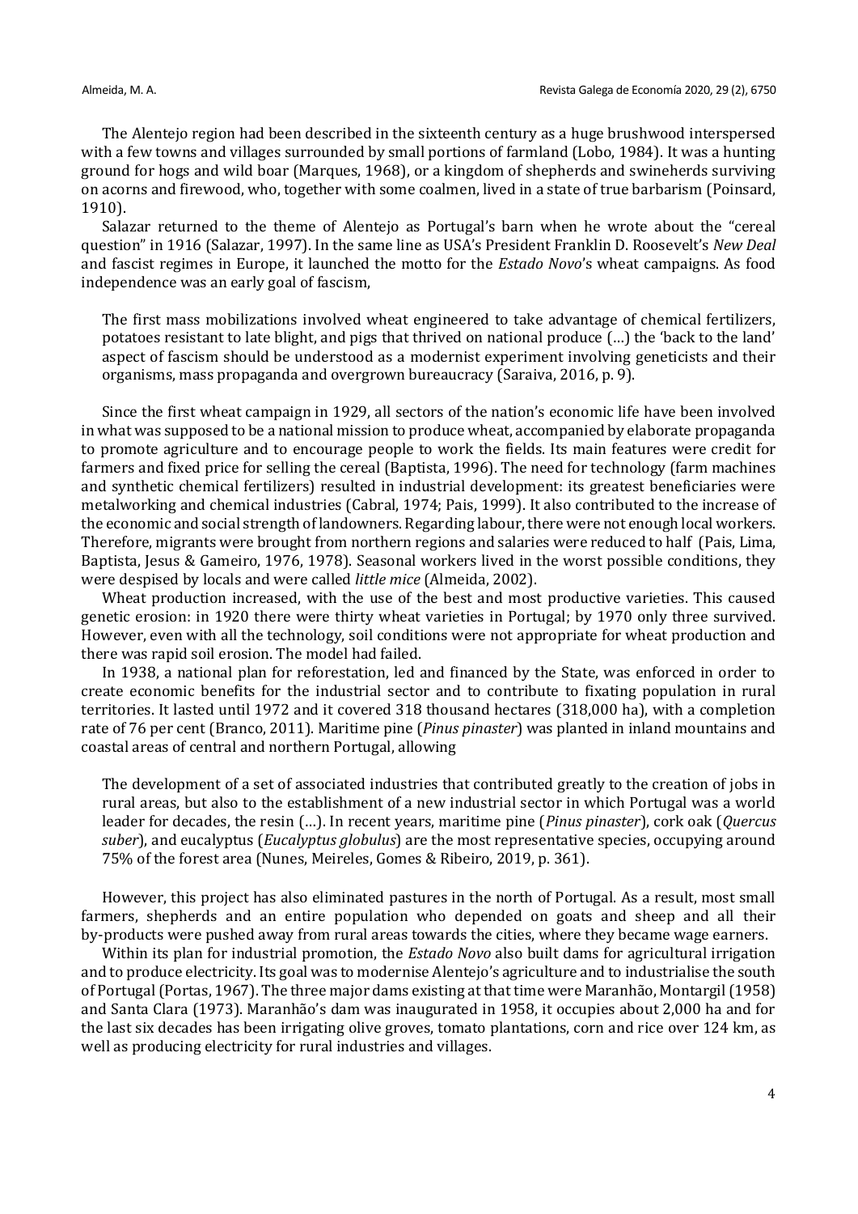The Alentejo region had been described in the sixteenth century as a huge brushwood interspersed with a few towns and villages surrounded by small portions of farmland (Lobo, 1984). It was a hunting ground for hogs and wild boar (Marques, 1968), or a kingdom of shepherds and swineherds surviving on acorns and firewood, who, together with some coalmen, lived in a state of true barbarism (Poinsard, 1910).

Salazar returned to the theme of Alentejo as Portugal's barn when he wrote about the "cereal question" in 1916 (Salazar, 1997). In the same line as USA's President Franklin D. Roosevelt's *New Deal* and fascist regimes in Europe, it launched the motto for the *Estado Novo*'s wheat campaigns. As food independence was an early goal of fascism,

> The first mass mobilizations involved wheat engineered to take advantage of chemical fertilizers, potatoes resistant to late blight, and pigs that thrived on national produce (…) the 'back to the land' aspect of fascism should be understood as a modernist experiment involving geneticists and their organisms, mass propaganda and overgrown bureaucracy (Saraiva, 2016, p. 9).

Since the first wheat campaign in 1929, all sectors of the nation's economic life have been involved in what was supposed to be a national mission to produce wheat, accompanied by elaborate propaganda to promote agriculture and to encourage people to work the fields. Its main features were credit for farmers and fixed price for selling the cereal (Baptista, 1996). The need for technology (farm machines and synthetic chemical fertilizers) resulted in industrial development: its greatest beneficiaries were metalworking and chemical industries (Cabral, 1974; Pais, 1999). It also contributed to the increase of the economic and social strength of landowners. Regarding labour, there were not enough local workers. Therefore, migrants were brought from northern regions and salaries were reduced to half (Pais, Lima, Baptista, Jesus & Gameiro, 1976, 1978). Seasonal workers lived in the worst possible conditions, they were despised by locals and were called *little mice* (Almeida, 2002).

Wheat production increased, with the use of the best and most productive varieties. This caused genetic erosion: in 1920 there were thirty wheat varieties in Portugal; by 1970 only three survived. However, even with all the technology, soil conditions were not appropriate for wheat production and there was rapid soil erosion. The model had failed.

In 1938, a national plan for reforestation, led and financed by the State, was enforced in order to create economic benefits for the industrial sector and to contribute to fixating population in rural territories. It lasted until 1972 and it covered 318 thousand hectares (318,000 ha), with a completion rate of 76 per cent (Branco, 2011). Maritime pine (*Pinus pinaster*) was planted in inland mountains and coastal areas of central and northern Portugal, allowing

> The development of a set of associated industries that contributed greatly to the creation of jobs in rural areas, but also to the establishment of a new industrial sector in which Portugal was a world leader for decades, the resin (…). In recent years, maritime pine (*Pinus pinaster*), cork oak (*Quercus suber*), and eucalyptus (*Eucalyptus globulus*) are the most representative species, occupying around 75% of the forest area (Nunes, Meireles, Gomes & Ribeiro, 2019, p. 361).

However, this project has also eliminated pastures in the north of Portugal. As a result, most small farmers, shepherds and an entire population who depended on goats and sheep and all their by-products were pushed away from rural areas towards the cities, where they became wage earners.

Within its plan for industrial promotion, the *Estado Novo* also built dams for agricultural irrigation and to produce electricity. Its goal was to modernise Alentejo's agriculture and to industrialise the south of Portugal (Portas, 1967). The three major dams existing at that time were Maranhão, Montargil (1958) and Santa Clara (1973). Maranhão's dam was inaugurated in 1958, it occupies about 2,000 ha and for the last six decades has been irrigating olive groves, tomato plantations, corn and rice over 124 km, as well as producing electricity for rural industries and villages.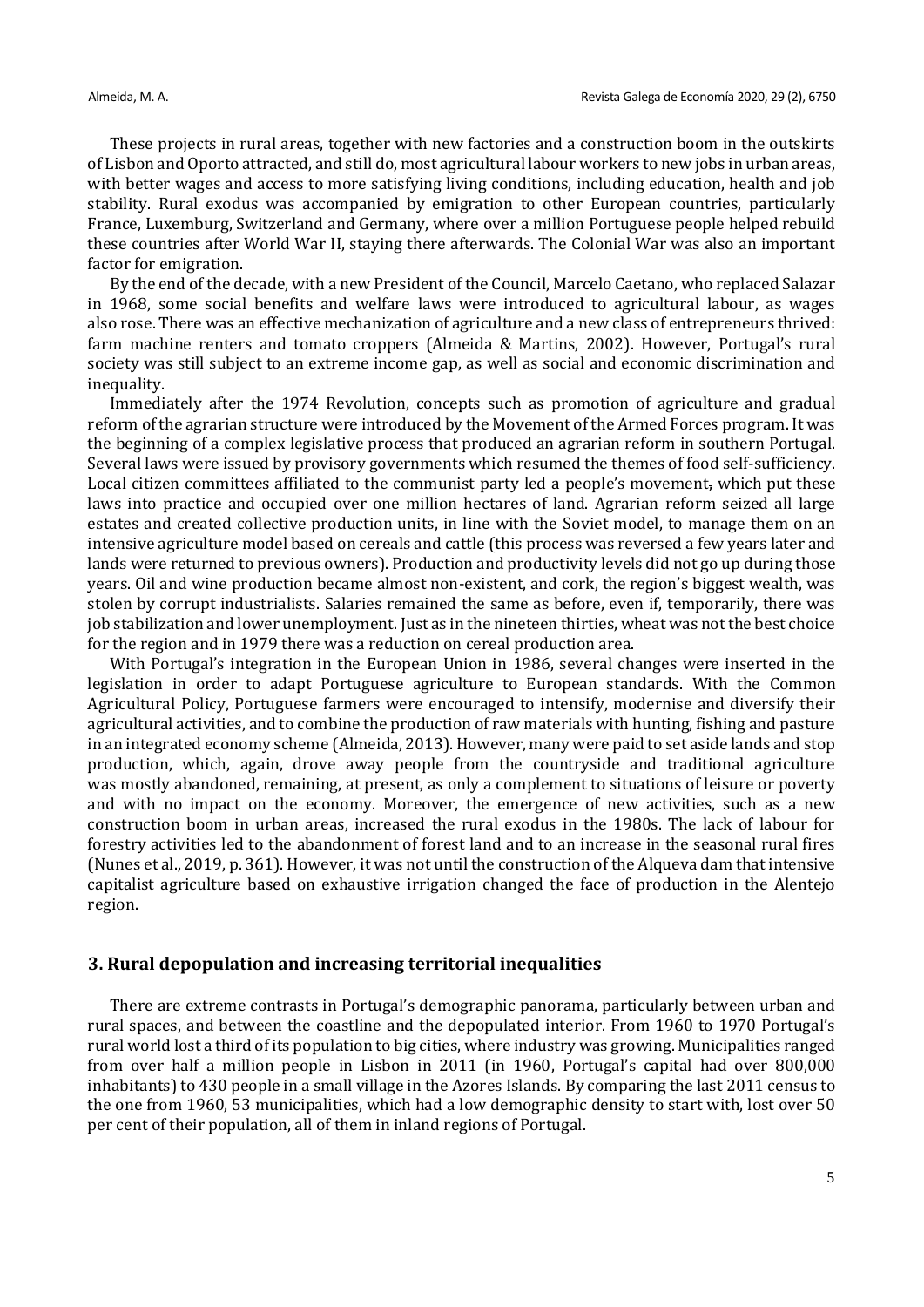These projects in rural areas, together with new factories and a construction boom in the outskirts of Lisbon and Oporto attracted, and still do, most agricultural labour workers to new jobs in urban areas, with better wages and access to more satisfying living conditions, including education, health and job stability. Rural exodus was accompanied by emigration to other European countries, particularly France, Luxemburg, Switzerland and Germany, where over a million Portuguese people helped rebuild these countries after World War II, staying there afterwards. The Colonial War was also an important factor for emigration.

By the end of the decade, with a new President of the Council, Marcelo Caetano, who replaced Salazar in 1968, some social benefits and welfare laws were introduced to agricultural labour, as wages also rose. There was an effective mechanization of agriculture and a new class of entrepreneurs thrived: farm machine renters and tomato croppers (Almeida & Martins, 2002). However, Portugal's rural society was still subject to an extreme income gap, as well as social and economic discrimination and inequality.

Immediately after the 1974 Revolution, concepts such as promotion of agriculture and gradual reform of the agrarian structure were introduced by the Movement of the Armed Forces program. It was the beginning of a complex legislative process that produced an agrarian reform in southern Portugal. Several laws were issued by provisory governments which resumed the themes of food self-sufficiency. Local citizen committees affiliated to the communist party led a people's movement, which put these laws into practice and occupied over one million hectares of land. Agrarian reform seized all large estates and created collective production units, in line with the Soviet model, to manage them on an intensive agriculture model based on cereals and cattle (this process was reversed a few years later and lands were returned to previous owners). Production and productivity levels did not go up during those years. Oil and wine production became almost non-existent, and cork, the region's biggest wealth, was stolen by corrupt industrialists. Salaries remained the same as before, even if, temporarily, there was job stabilization and lower unemployment. Just as in the nineteen thirties, wheat was not the best choice for the region and in 1979 there was a reduction on cereal production area.

With Portugal's integration in the European Union in 1986, several changes were inserted in the legislation in order to adapt Portuguese agriculture to European standards. With the Common Agricultural Policy, Portuguese farmers were encouraged to intensify, modernise and diversify their agricultural activities, and to combine the production of raw materials with hunting, fishing and pasture in an integrated economy scheme (Almeida, 2013). However, many were paid to set aside lands and stop production, which, again, drove away people from the countryside and traditional agriculture was mostly abandoned, remaining, at present, as only a complement to situations of leisure or poverty and with no impact on the economy. Moreover, the emergence of new activities, such as a new construction boom in urban areas, increased the rural exodus in the 1980s. The lack of labour for forestry activities led to the abandonment of forest land and to an increase in the seasonal rural fires (Nunes et al., 2019, p. 361). However, it was not until the construction of the Alqueva dam that intensive capitalist agriculture based on exhaustive irrigation changed the face of production in the Alentejo region.

## 3. Rural depopulation and increasing territorial inequalities

There are extreme contrasts in Portugal's demographic panorama, particularly between urban and rural spaces, and between the coastline and the depopulated interior. From 1960 to 1970 Portugal's rural world lost a third of its population to big cities, where industry was growing. Municipalities ranged from over half a million people in Lisbon in 2011 (in 1960, Portugal's capital had over 800,000 inhabitants) to 430 people in a small village in the Azores Islands. By comparing the last 2011 census to the one from 1960, 53 municipalities, which had a low demographic density to start with, lost over 50 per cent of their population, all of them in inland regions of Portugal.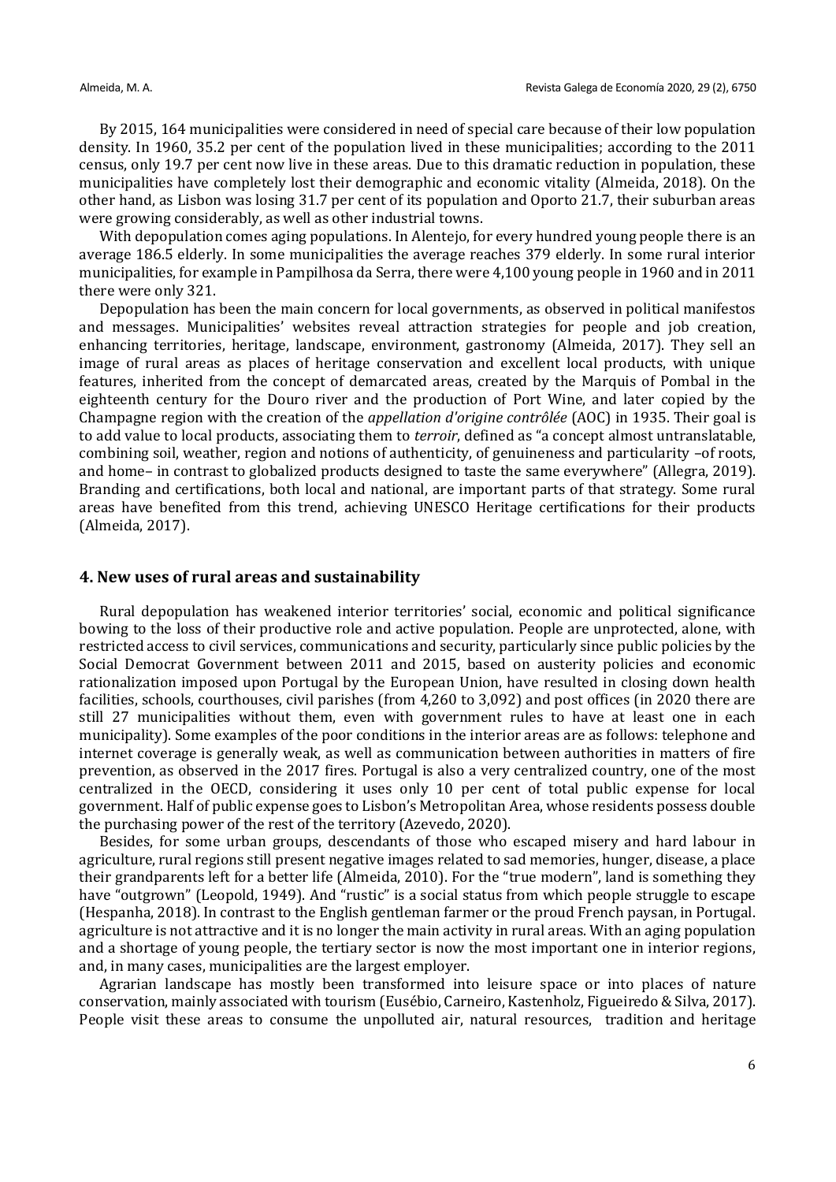By 2015, 164 municipalities were considered in need of special care because of their low population density. In 1960, 35.2 per cent of the population lived in these municipalities; according to the 2011 census, only 19.7 per cent now live in these areas. Due to this dramatic reduction in population, these municipalities have completely lost their demographic and economic vitality (Almeida, 2018). On the other hand, as Lisbon was losing 31.7 per cent of its population and Oporto 21.7, their suburban areas were growing considerably, as well as other industrial towns.

With depopulation comes aging populations. In Alentejo, for every hundred young people there is an average 186.5 elderly. In some municipalities the average reaches 379 elderly. In some rural interior municipalities, for example in Pampilhosa da Serra, there were 4,100 young people in 1960 and in 2011 there were only 321.

Depopulation has been the main concern for local governments, as observed in political manifestos and messages. Municipalities' websites reveal attraction strategies for people and job creation, enhancing territories, heritage, landscape, environment, gastronomy (Almeida, 2017). They sell an image of rural areas as places of heritage conservation and excellent local products, with unique features, inherited from the concept of demarcated areas, created by the Marquis of Pombal in the eighteenth century for the Douro river and the production of Port Wine, and later copied by the Champagne region with the creation of the *appellation d'origine contrôlée* (AOC) in 1935. Their goal is to add value to local products, associating them to *terroir*, defined as "a concept almost untranslatable, combining soil, weather, region and notions of authenticity, of genuineness and particularity –of roots, and home– in contrast to globalized products designed to taste the same everywhere" (Allegra, 2019). Branding and certifications, both local and national, are important parts of that strategy. Some rural areas have benefited from this trend, achieving UNESCO Heritage certifications for their products (Almeida, 2017).

## 4. New uses of rural areas and sustainability

Rural depopulation has weakened interior territories' social, economic and political significance bowing to the loss of their productive role and active population. People are unprotected, alone, with restricted access to civil services, communications and security, particularly since public policies by the Social Democrat Government between 2011 and 2015, based on austerity policies and economic rationalization imposed upon Portugal by the European Union, have resulted in closing down health facilities, schools, courthouses, civil parishes (from 4,260 to 3,092) and post offices (in 2020 there are still 27 municipalities without them, even with government rules to have at least one in each municipality). Some examples of the poor conditions in the interior areas are as follows: telephone and internet coverage is generally weak, as well as communication between authorities in matters of fire prevention, as observed in the 2017 fires. Portugal is also a very centralized country, one of the most centralized in the OECD, considering it uses only 10 per cent of total public expense for local government. Half of public expense goes to Lisbon's Metropolitan Area, whose residents possess double the purchasing power of the rest of the territory (Azevedo, 2020).

Besides, for some urban groups, descendants of those who escaped misery and hard labour in agriculture, rural regions still present negative images related to sad memories, hunger, disease, a place their grandparents left for a better life (Almeida, 2010). For the "true modern", land is something they have "outgrown" (Leopold, 1949). And "rustic" is a social status from which people struggle to escape (Hespanha, 2018). In contrast to the English gentleman farmer or the proud French paysan, in Portugal. agriculture is not attractive and it is no longer the main activity in rural areas. With an aging population and a shortage of young people, the tertiary sector is now the most important one in interior regions, and, in many cases, municipalities are the largest employer.

Agrarian landscape has mostly been transformed into leisure space or into places of nature conservation, mainly associated with tourism (Eusébio, Carneiro, Kastenholz, Figueiredo & Silva, 2017). People visit these areas to consume the unpolluted air, natural resources, tradition and heritage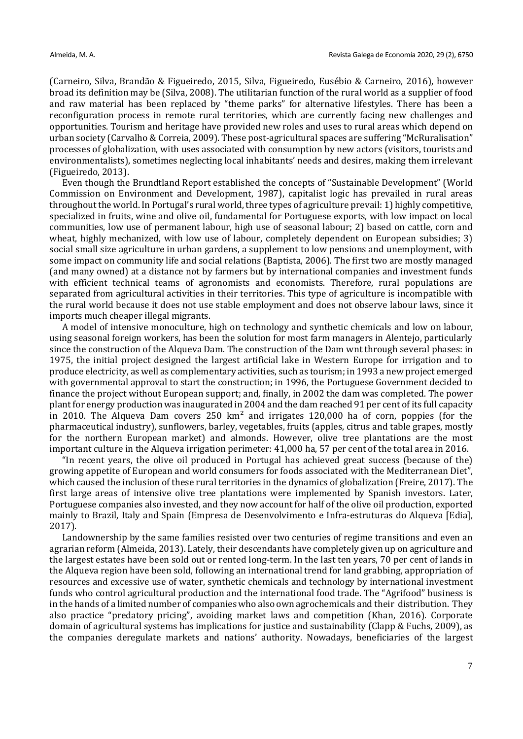(Carneiro, Silva, Brandão & Figueiredo, 2015, Silva, Figueiredo, Eusébio & Carneiro, 2016), however broad its definition may be (Silva, 2008). The utilitarian function of the rural world as a supplier of food and raw material has been replaced by "theme parks" for alternative lifestyles. There has been a reconfiguration process in remote rural territories, which are currently facing new challenges and opportunities. Tourism and heritage have provided new roles and uses to rural areas which depend on urban society (Carvalho & Correia, 2009). These post-agricultural spaces are suffering "McRuralisation" processes of globalization, with uses associated with consumption by new actors (visitors, tourists and environmentalists), sometimes neglecting local inhabitants' needs and desires, making them irrelevant (Figueiredo, 2013).

Even though the Brundtland Report established the concepts of "Sustainable Development" (World Commission on Environment and Development, 1987), capitalist logic has prevailed in rural areas throughout the world. In Portugal's rural world, three types of agriculture prevail: 1) highly competitive, specialized in fruits, wine and olive oil, fundamental for Portuguese exports, with low impact on local communities, low use of permanent labour, high use of seasonal labour; 2) based on cattle, corn and wheat, highly mechanized, with low use of labour, completely dependent on European subsidies; 3) social small size agriculture in urban gardens, a supplement to low pensions and unemployment, with some impact on community life and social relations (Baptista, 2006). The first two are mostly managed (and many owned) at a distance not by farmers but by international companies and investment funds with efficient technical teams of agronomists and economists. Therefore, rural populations are separated from agricultural activities in their territories. This type of agriculture is incompatible with the rural world because it does not use stable employment and does not observe labour laws, since it imports much cheaper illegal migrants.

A model of intensive monoculture, high on technology and synthetic chemicals and low on labour, using seasonal foreign workers, has been the solution for most farm managers in Alentejo, particularly since the construction of the Alqueva Dam. The construction of the Dam wnt through several phases: in 1975, the initial project designed the largest artificial lake in Western Europe for irrigation and to produce electricity, as well as complementary activities, such as tourism; in 1993 a new project emerged with governmental approval to start the construction; in 1996, the Portuguese Government decided to finance the project without European support; and, finally, in 2002 the dam was completed. The power plant for energy production was inaugurated in 2004 and the dam reached 91 per cent of its full capacity in 2010. The Alqueva Dam covers 250 km$^2$ and irrigates 120,000 ha of corn, poppies (for the pharmaceutical industry), sunflowers, barley, vegetables, fruits (apples, citrus and table grapes, mostly for the northern European market) and almonds. However, olive tree plantations are the most important culture in the Alqueva irrigation perimeter: 41,000 ha, 57 per cent of the total area in 2016.

"In recent years, the olive oil produced in Portugal has achieved great success (because of the) growing appetite of European and world consumers for foods associated with the Mediterranean Diet", which caused the inclusion of these rural territories in the dynamics of globalization (Freire, 2017). The first large areas of intensive olive tree plantations were implemented by Spanish investors. Later, Portuguese companies also invested, and they now account for half of the olive oil production, exported mainly to Brazil, Italy and Spain (Empresa de Desenvolvimento e Infra-estruturas do Alqueva [Edia], 2017).

Landownership by the same families resisted over two centuries of regime transitions and even an agrarian reform (Almeida, 2013). Lately, their descendants have completely given up on agriculture and the largest estates have been sold out or rented long-term. In the last ten years, 70 per cent of lands in the Alqueva region have been sold, following an international trend for land grabbing, appropriation of resources and excessive use of water, synthetic chemicals and technology by international investment funds who control agricultural production and the international food trade. The "Agrifood" business is in the hands of a limited number of companies who also own agrochemicals and their distribution. They also practice "predatory pricing", avoiding market laws and competition (Khan, 2016). Corporate domain of agricultural systems has implications for justice and sustainability (Clapp & Fuchs, 2009), as the companies deregulate markets and nations' authority. Nowadays, beneficiaries of the largest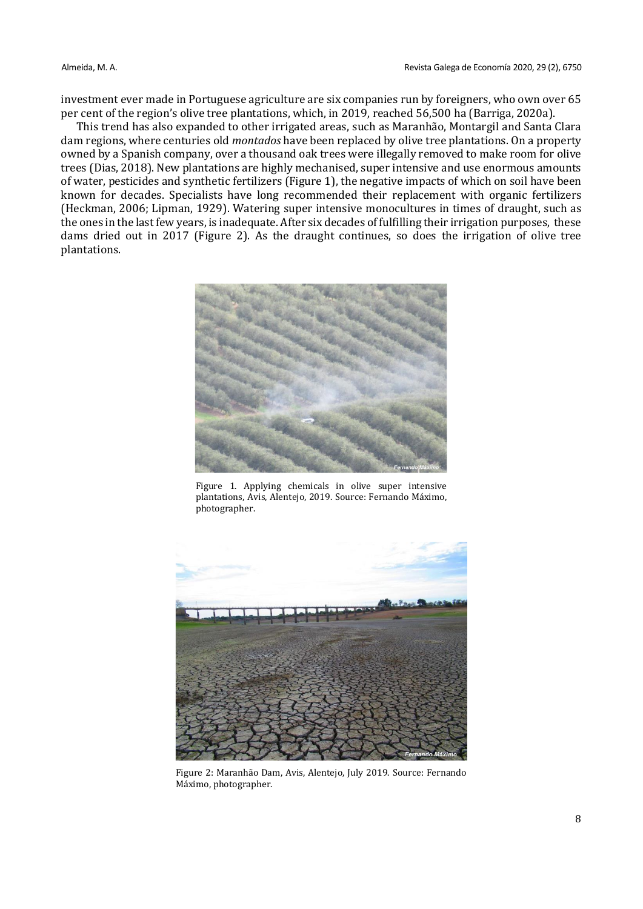investment ever made in Portuguese agriculture are six companies run by foreigners, who own over 65 per cent of the region's olive tree plantations, which, in 2019, reached 56,500 ha (Barriga, 2020a).

This trend has also expanded to other irrigated areas, such as Maranhão, Montargil and Santa Clara dam regions, where centuries old *montados* have been replaced by olive tree plantations. On a property owned by a Spanish company, over a thousand oak trees were illegally removed to make room for olive trees (Dias, 2018). New plantations are highly mechanised, super intensive and use enormous amounts of water, pesticides and synthetic fertilizers (Figure 1), the negative impacts of which on soil have been known for decades. Specialists have long recommended their replacement with organic fertilizers (Heckman, 2006; Lipman, 1929). Watering super intensive monocultures in times of draught, such as the ones in the last few years, is inadequate. After six decades of fulfilling their irrigation purposes, these dams dried out in 2017 (Figure 2). As the draught continues, so does the irrigation of olive tree plantations.

Figure 1. Applying chemicals in olive super intensive plantations, Avis, Alentejo, 2019. Source: Fernando Máximo, photographer.

Figure 2: Maranhão Dam, Avis, Alentejo, July 2019. Source: Fernando Máximo, photographer.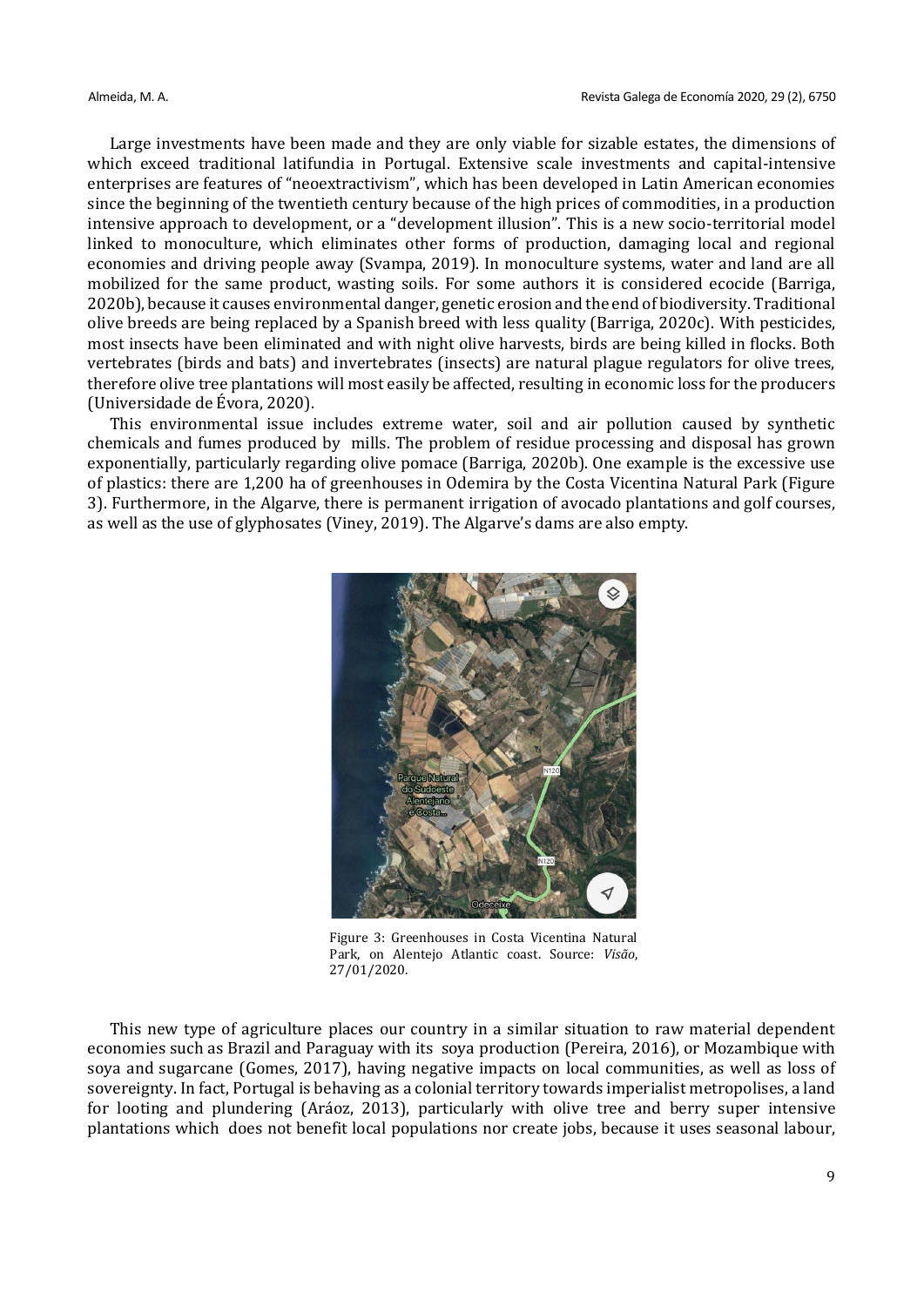Large investments have been made and they are only viable for sizable estates, the dimensions of which exceed traditional latifundia in Portugal. Extensive scale investments and capital-intensive enterprises are features of "neoextractivism", which has been developed in Latin American economies since the beginning of the twentieth century because of the high prices of commodities, in a production intensive approach to development, or a "development illusion". This is a new socio-territorial model linked to monoculture, which eliminates other forms of production, damaging local and regional economies and driving people away (Svampa, 2019). In monoculture systems, water and land are all mobilized for the same product, wasting soils. For some authors it is considered ecocide (Barriga, 2020b), because it causes environmental danger, genetic erosion and the end of biodiversity. Traditional olive breeds are being replaced by a Spanish breed with less quality (Barriga, 2020c). With pesticides, most insects have been eliminated and with night olive harvests, birds are being killed in flocks. Both vertebrates (birds and bats) and invertebrates (insects) are natural plague regulators for olive trees, therefore olive tree plantations will most easily be affected, resulting in economic loss for the producers (Universidade de Évora, 2020).

This environmental issue includes extreme water, soil and air pollution caused by synthetic chemicals and fumes produced by mills. The problem of residue processing and disposal has grown exponentially, particularly regarding olive pomace (Barriga, 2020b). One example is the excessive use of plastics: there are 1,200 ha of greenhouses in Odemira by the Costa Vicentina Natural Park (Figure 3). Furthermore, in the Algarve, there is permanent irrigation of avocado plantations and golf courses, as well as the use of glyphosates (Viney, 2019). The Algarve's dams are also empty.

Figure 3: Greenhouses in Costa Vicentina Natural Park, on Alentejo Atlantic coast. Source: *Visão*, 27/01/2020.

This new type of agriculture places our country in a similar situation to raw material dependent economies such as Brazil and Paraguay with its soya production (Pereira, 2016), or Mozambique with soya and sugarcane (Gomes, 2017), having negative impacts on local communities, as well as loss of sovereignty. In fact, Portugal is behaving as a colonial territory towards imperialist metropolises, a land for looting and plundering (Aráoz, 2013), particularly with olive tree and berry super intensive plantations which does not benefit local populations nor create jobs, because it uses seasonal labour,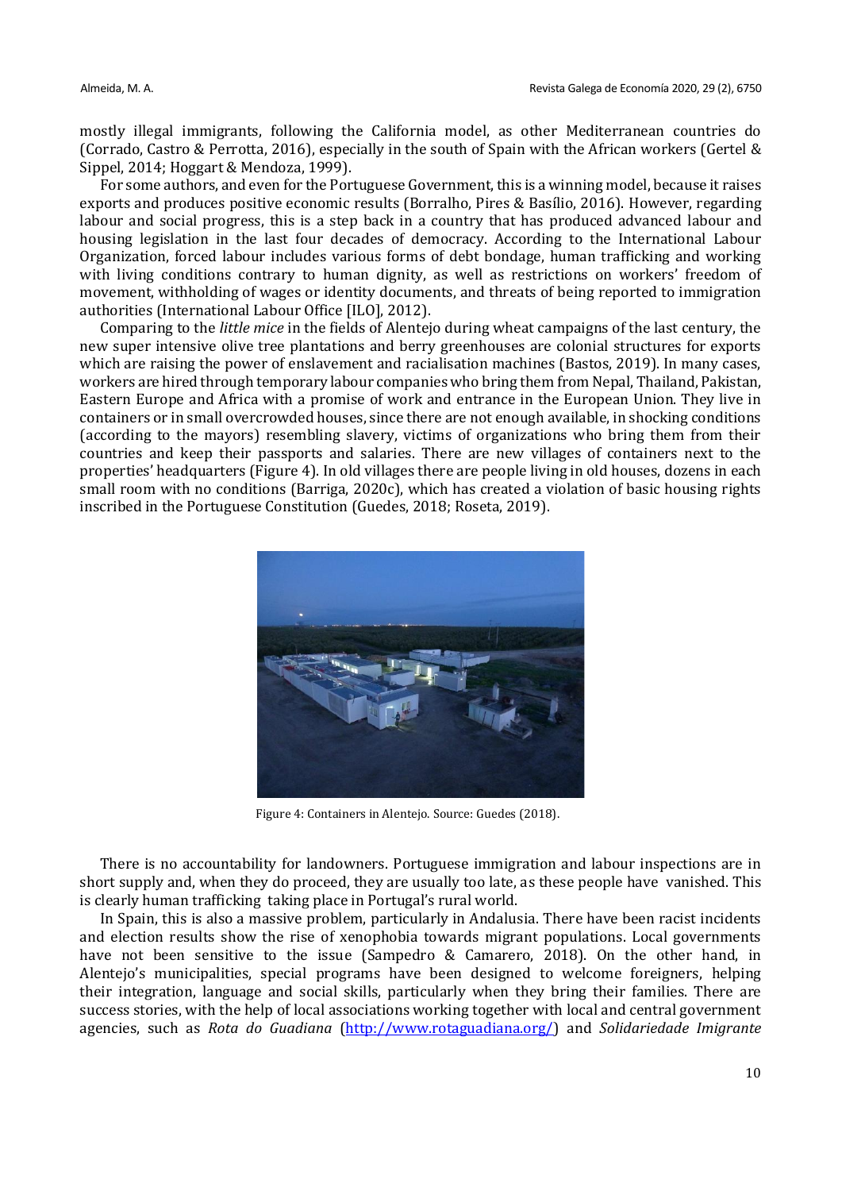mostly illegal immigrants, following the California model, as other Mediterranean countries do (Corrado, Castro & Perrotta, 2016), especially in the south of Spain with the African workers (Gertel & Sippel, 2014; Hoggart & Mendoza, 1999).

For some authors, and even for the Portuguese Government, this is a winning model, because it raises exports and produces positive economic results (Borralho, Pires & Basílio, 2016). However, regarding labour and social progress, this is a step back in a country that has produced advanced labour and housing legislation in the last four decades of democracy. According to the International Labour Organization, forced labour includes various forms of debt bondage, human trafficking and working with living conditions contrary to human dignity, as well as restrictions on workers' freedom of movement, withholding of wages or identity documents, and threats of being reported to immigration authorities (International Labour Office [ILO], 2012).

Comparing to the *little mice* in the fields of Alentejo during wheat campaigns of the last century, the new super intensive olive tree plantations and berry greenhouses are colonial structures for exports which are raising the power of enslavement and racialisation machines (Bastos, 2019). In many cases, workers are hired through temporary labour companies who bring them from Nepal, Thailand, Pakistan, Eastern Europe and Africa with a promise of work and entrance in the European Union. They live in containers or in small overcrowded houses, since there are not enough available, in shocking conditions (according to the mayors) resembling slavery, victims of organizations who bring them from their countries and keep their passports and salaries. There are new villages of containers next to the properties' headquarters (Figure 4). In old villages there are people living in old houses, dozens in each small room with no conditions (Barriga, 2020c), which has created a violation of basic housing rights inscribed in the Portuguese Constitution (Guedes, 2018; Roseta, 2019).

Figure 4: Containers in Alentejo. Source: Guedes (2018).

There is no accountability for landowners. Portuguese immigration and labour inspections are in short supply and, when they do proceed, they are usually too late, as these people have vanished. This is clearly human trafficking taking place in Portugal's rural world.

In Spain, this is also a massive problem, particularly in Andalusia. There have been racist incidents and election results show the rise of xenophobia towards migrant populations. Local governments have not been sensitive to the issue (Sampedro & Camarero, 2018). On the other hand, in Alentejo's municipalities, special programs have been designed to welcome foreigners, helping their integration, language and social skills, particularly when they bring their families. There are success stories, with the help of local associations working together with local and central government agencies, such as *Rota do Guadiana* (http://www.rotaguadiana.org/) and *Solidariedade Imigrante*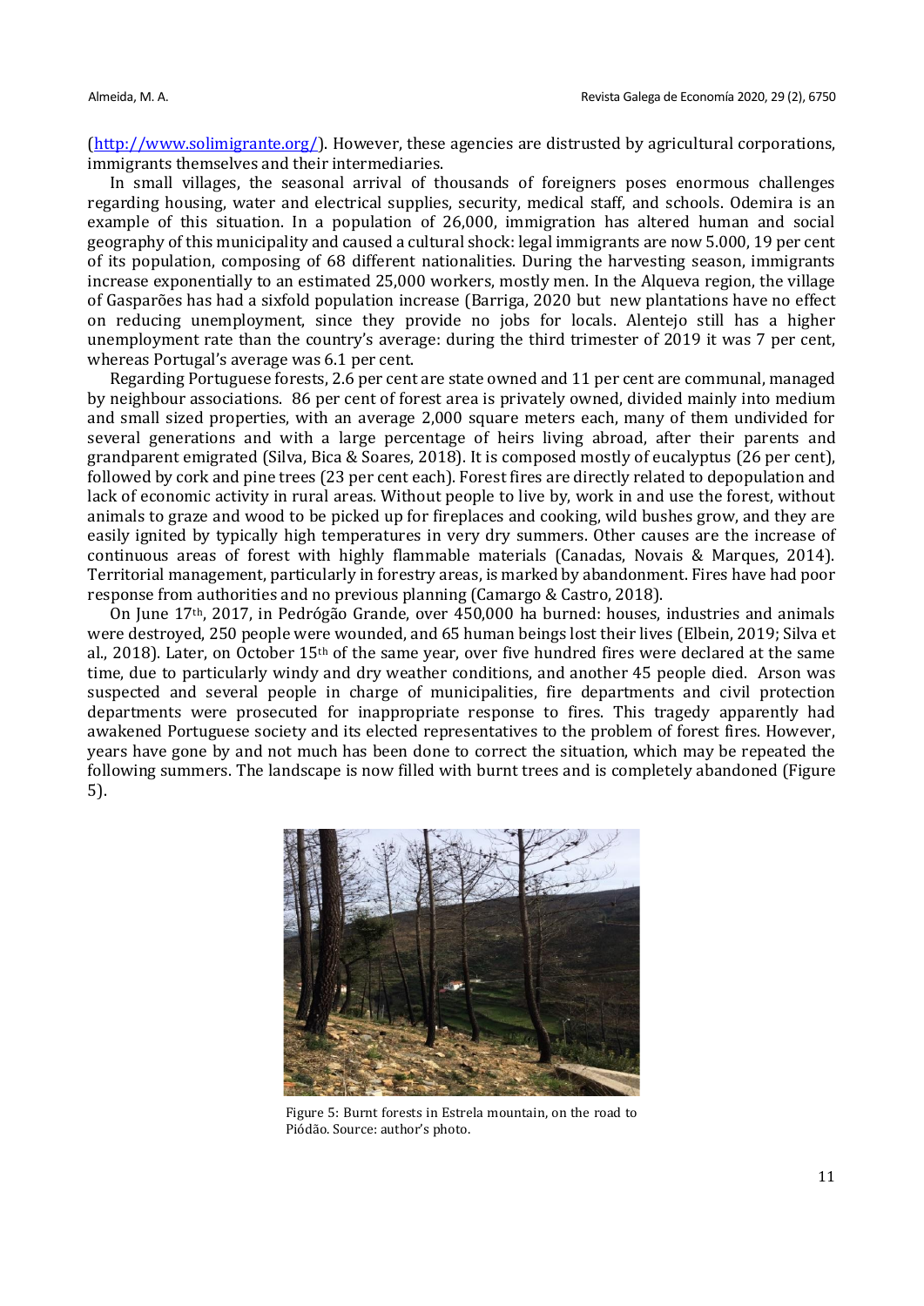(http://www.solimigrante.org/). However, these agencies are distrusted by agricultural corporations, immigrants themselves and their intermediaries.

In small villages, the seasonal arrival of thousands of foreigners poses enormous challenges regarding housing, water and electrical supplies, security, medical staff, and schools. Odemira is an example of this situation. In a population of 26,000, immigration has altered human and social geography of this municipality and caused a cultural shock: legal immigrants are now 5.000, 19 per cent of its population, composing of 68 different nationalities. During the harvesting season, immigrants increase exponentially to an estimated 25,000 workers, mostly men. In the Alqueva region, the village of Gasparões has had a sixfold population increase (Barriga, 2020 but new plantations have no effect on reducing unemployment, since they provide no jobs for locals. Alentejo still has a higher unemployment rate than the country's average: during the third trimester of 2019 it was 7 per cent, whereas Portugal's average was 6.1 per cent.

Regarding Portuguese forests, 2.6 per cent are state owned and 11 per cent are communal, managed by neighbour associations. 86 per cent of forest area is privately owned, divided mainly into medium and small sized properties, with an average 2,000 square meters each, many of them undivided for several generations and with a large percentage of heirs living abroad, after their parents and grandparent emigrated (Silva, Bica & Soares, 2018). It is composed mostly of eucalyptus (26 per cent), followed by cork and pine trees (23 per cent each). Forest fires are directly related to depopulation and lack of economic activity in rural areas. Without people to live by, work in and use the forest, without animals to graze and wood to be picked up for fireplaces and cooking, wild bushes grow, and they are easily ignited by typically high temperatures in very dry summers. Other causes are the increase of continuous areas of forest with highly flammable materials (Canadas, Novais & Marques, 2014). Territorial management, particularly in forestry areas, is marked by abandonment. Fires have had poor response from authorities and no previous planning (Camargo & Castro, 2018).

On June 17th, 2017, in Pedrógão Grande, over 450,000 ha burned: houses, industries and animals were destroyed, 250 people were wounded, and 65 human beings lost their lives (Elbein, 2019; Silva et al., 2018). Later, on October 15th of the same year, over five hundred fires were declared at the same time, due to particularly windy and dry weather conditions, and another 45 people died. Arson was suspected and several people in charge of municipalities, fire departments and civil protection departments were prosecuted for inappropriate response to fires. This tragedy apparently had awakened Portuguese society and its elected representatives to the problem of forest fires. However, years have gone by and not much has been done to correct the situation, which may be repeated the following summers. The landscape is now filled with burnt trees and is completely abandoned (Figure 5).

Figure 5: Burnt forests in Estrela mountain, on the road to Piódão. Source: author's photo.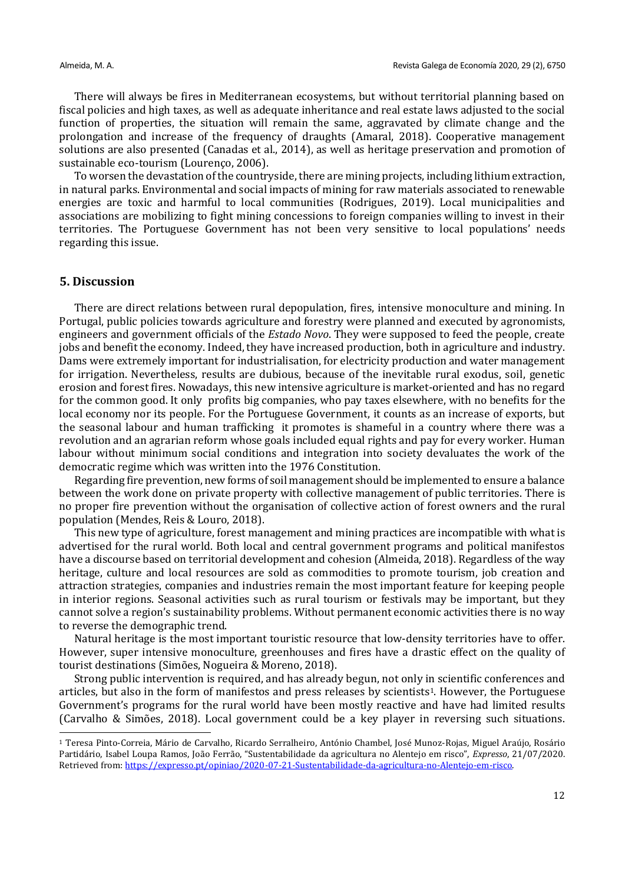There will always be fires in Mediterranean ecosystems, but without territorial planning based on fiscal policies and high taxes, as well as adequate inheritance and real estate laws adjusted to the social function of properties, the situation will remain the same, aggravated by climate change and the prolongation and increase of the frequency of draughts (Amaral, 2018). Cooperative management solutions are also presented (Canadas et al., 2014), as well as heritage preservation and promotion of sustainable eco-tourism (Lourenço, 2006).

To worsen the devastation of the countryside, there are mining projects, including lithium extraction, in natural parks. Environmental and social impacts of mining for raw materials associated to renewable energies are toxic and harmful to local communities (Rodrigues, 2019). Local municipalities and associations are mobilizing to fight mining concessions to foreign companies willing to invest in their territories. The Portuguese Government has not been very sensitive to local populations' needs regarding this issue.

## 5. Discussion

There are direct relations between rural depopulation, fires, intensive monoculture and mining. In Portugal, public policies towards agriculture and forestry were planned and executed by agronomists, engineers and government officials of the *Estado Novo*. They were supposed to feed the people, create jobs and benefit the economy. Indeed, they have increased production, both in agriculture and industry. Dams were extremely important for industrialisation, for electricity production and water management for irrigation. Nevertheless, results are dubious, because of the inevitable rural exodus, soil, genetic erosion and forest fires. Nowadays, this new intensive agriculture is market-oriented and has no regard for the common good. It only profits big companies, who pay taxes elsewhere, with no benefits for the local economy nor its people. For the Portuguese Government, it counts as an increase of exports, but the seasonal labour and human trafficking it promotes is shameful in a country where there was a revolution and an agrarian reform whose goals included equal rights and pay for every worker. Human labour without minimum social conditions and integration into society devaluates the work of the democratic regime which was written into the 1976 Constitution.

Regarding fire prevention, new forms of soil management should be implemented to ensure a balance between the work done on private property with collective management of public territories. There is no proper fire prevention without the organisation of collective action of forest owners and the rural population (Mendes, Reis & Louro, 2018).

This new type of agriculture, forest management and mining practices are incompatible with what is advertised for the rural world. Both local and central government programs and political manifestos have a discourse based on territorial development and cohesion (Almeida, 2018). Regardless of the way heritage, culture and local resources are sold as commodities to promote tourism, job creation and attraction strategies, companies and industries remain the most important feature for keeping people in interior regions. Seasonal activities such as rural tourism or festivals may be important, but they cannot solve a region's sustainability problems. Without permanent economic activities there is no way to reverse the demographic trend.

Natural heritage is the most important touristic resource that low-density territories have to offer. However, super intensive monoculture, greenhouses and fires have a drastic effect on the quality of tourist destinations (Simões, Nogueira & Moreno, 2018).

Strong public intervention is required, and has already begun, not only in scientific conferences and articles, but also in the form of manifestos and press releases by scientists[1]. However, the Portuguese Government's programs for the rural world have been mostly reactive and have had limited results (Carvalho & Simões, 2018). Local government could be a key player in reversing such situations.

[1] Teresa Pinto-Correia, Mário de Carvalho, Ricardo Serralheiro, António Chambel, José Munoz-Rojas, Miguel Araújo, Rosário Partidário, Isabel Loupa Ramos, João Ferrão, "Sustentabilidade da agricultura no Alentejo em risco", *Expresso*, 21/07/2020. Retrieved from: https://expresso.pt/opiniao/2020-07-21-Sustentabilidade-da-agricultura-no-Alentejo-em-risco.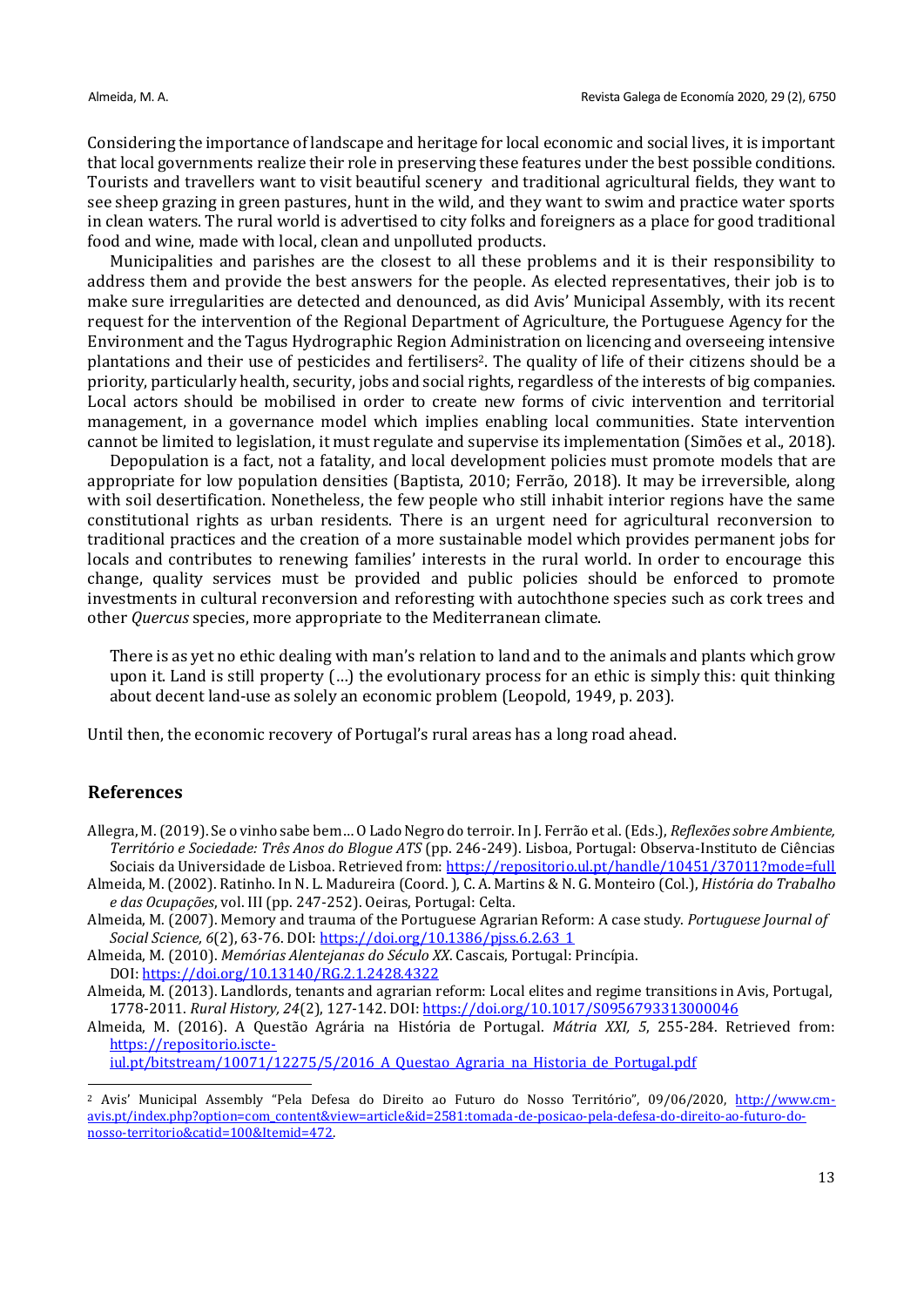Considering the importance of landscape and heritage for local economic and social lives, it is important that local governments realize their role in preserving these features under the best possible conditions. Tourists and travellers want to visit beautiful scenery and traditional agricultural fields, they want to see sheep grazing in green pastures, hunt in the wild, and they want to swim and practice water sports in clean waters. The rural world is advertised to city folks and foreigners as a place for good traditional food and wine, made with local, clean and unpolluted products.

Municipalities and parishes are the closest to all these problems and it is their responsibility to address them and provide the best answers for the people. As elected representatives, their job is to make sure irregularities are detected and denounced, as did Avis' Municipal Assembly, with its recent request for the intervention of the Regional Department of Agriculture, the Portuguese Agency for the Environment and the Tagus Hydrographic Region Administration on licencing and overseeing intensive plantations and their use of pesticides and fertilisers[2]. The quality of life of their citizens should be a priority, particularly health, security, jobs and social rights, regardless of the interests of big companies. Local actors should be mobilised in order to create new forms of civic intervention and territorial management, in a governance model which implies enabling local communities. State intervention cannot be limited to legislation, it must regulate and supervise its implementation (Simões et al., 2018).

Depopulation is a fact, not a fatality, and local development policies must promote models that are appropriate for low population densities (Baptista, 2010; Ferrão, 2018). It may be irreversible, along with soil desertification. Nonetheless, the few people who still inhabit interior regions have the same constitutional rights as urban residents. There is an urgent need for agricultural reconversion to traditional practices and the creation of a more sustainable model which provides permanent jobs for locals and contributes to renewing families' interests in the rural world. In order to encourage this change, quality services must be provided and public policies should be enforced to promote investments in cultural reconversion and reforesting with autochthone species such as cork trees and other *Quercus* species, more appropriate to the Mediterranean climate.

> There is as yet no ethic dealing with man's relation to land and to the animals and plants which grow upon it. Land is still property (…) the evolutionary process for an ethic is simply this: quit thinking about decent land-use as solely an economic problem (Leopold, 1949, p. 203).

Until then, the economic recovery of Portugal's rural areas has a long road ahead.

## References

Allegra, M. (2019). Se o vinho sabe bem… O Lado Negro do terroir. In J. Ferrão et al. (Eds.), *Reflexões sobre Ambiente, Território e Sociedade: Três Anos do Blogue ATS* (pp. 246-249). Lisboa, Portugal: Observa-Instituto de Ciências Sociais da Universidade de Lisboa. Retrieved from: https://repositorio.ul.pt/handle/10451/37011?mode=full

Almeida, M. (2002). Ratinho. In N. L. Madureira (Coord. ), C. A. Martins & N. G. Monteiro (Col.), *História do Trabalho e das Ocupações*, vol. III (pp. 247-252). Oeiras, Portugal: Celta.

Almeida, M. (2007). Memory and trauma of the Portuguese Agrarian Reform: A case study. *Portuguese Journal of Social Science, 6*(2), 63-76. DOI: https://doi.org/10.1386/pjss.6.2.63_1

Almeida, M. (2010). *Memórias Alentejanas do Século XX*. Cascais, Portugal: Princípia. DOI: https://doi.org/10.13140/RG.2.1.2428.4322

Almeida, M. (2013). Landlords, tenants and agrarian reform: Local elites and regime transitions in Avis, Portugal, 1778-2011. *Rural History, 24*(2), 127-142. DOI: https://doi.org/10.1017/S0956793313000046

Almeida, M. (2016). A Questão Agrária na História de Portugal. *Mátria XXI, 5*, 255-284. Retrieved from: https://repositorio.iscte-iul.pt/bitstream/10071/12275/5/2016_A_Questao_Agraria_na_Historia_de_Portugal.pdf

---

[2] Avis' Municipal Assembly "Pela Defesa do Direito ao Futuro do Nosso Território", 09/06/2020, http://www.cm-avis.pt/index.php?option=com_content&view=article&id=2581:tomada-de-posicao-pela-defesa-do-direito-ao-futuro-do-nosso-territorio&catid=100&Itemid=472.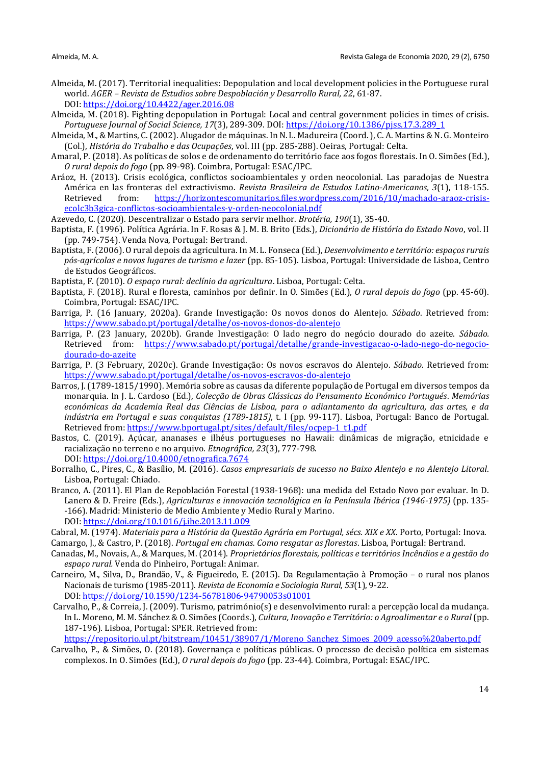Almeida, M. (2017). Territorial inequalities: Depopulation and local development policies in the Portuguese rural world. *AGER – Revista de Estudios sobre Despoblación y Desarrollo Rural, 22*, 61-87. DOI: https://doi.org/10.4422/ager.2016.08

Almeida, M. (2018). Fighting depopulation in Portugal: Local and central government policies in times of crisis. *Portuguese Journal of Social Science, 17*(3), 289-309. DOI: https://doi.org/10.1386/pjss.17.3.289_1

Almeida, M., & Martins, C. (2002). Alugador de máquinas. In N. L. Madureira (Coord.), C. A. Martins & N. G. Monteiro (Col.), *História do Trabalho e das Ocupações*, vol. III (pp. 285-288). Oeiras, Portugal: Celta.

Amaral, P. (2018). As políticas de solos e de ordenamento do território face aos fogos florestais. In O. Simões (Ed.), *O rural depois do fogo* (pp. 89-98). Coimbra, Portugal: ESAC/IPC.

Aráoz, H. (2013). Crisis ecológica, conflictos socioambientales y orden neocolonial. Las paradojas de Nuestra América en las fronteras del extractivismo. *Revista Brasileira de Estudos Latino-Americanos, 3*(1), 118-155. Retrieved from: https://horizontescomunitarios.files.wordpress.com/2016/10/machado-araoz-crisis-ecolc3b3gica-conflictos-socioambientales-y-orden-neocolonial.pdf

Azevedo, C. (2020). Descentralizar o Estado para servir melhor. *Brotéria, 190*(1), 35-40.

Baptista, F. (1996). Política Agrária. In F. Rosas & J. M. B. Brito (Eds.), *Dicionário de História do Estado Novo*, vol. II (pp. 749-754). Venda Nova, Portugal: Bertrand.

Baptista, F. (2006). O rural depois da agricultura. In M. L. Fonseca (Ed.), *Desenvolvimento e território: espaços rurais pós-agrícolas e novos lugares de turismo e lazer* (pp. 85-105). Lisboa, Portugal: Universidade de Lisboa, Centro de Estudos Geográficos.

Baptista, F. (2010). *O espaço rural: declínio da agricultura*. Lisboa, Portugal: Celta.

Baptista, F. (2018). Rural e floresta, caminhos por definir. In O. Simões (Ed.), *O rural depois do fogo* (pp. 45-60). Coimbra, Portugal: ESAC/IPC.

Barriga, P. (16 January, 2020a). Grande Investigação: Os novos donos do Alentejo. *Sábado*. Retrieved from: https://www.sabado.pt/portugal/detalhe/os-novos-donos-do-alentejo

Barriga, P. (23 January, 2020b). Grande Investigação: O lado negro do negócio dourado do azeite. *Sábado.* Retrieved from: https://www.sabado.pt/portugal/detalhe/grande-investigacao-o-lado-nego-do-negocio-dourado-do-azeite

Barriga, P. (3 February, 2020c). Grande Investigação: Os novos escravos do Alentejo. *Sábado*. Retrieved from: https://www.sabado.pt/portugal/detalhe/os-novos-escravos-do-alentejo

Barros, J. (1789-1815/1990). Memória sobre as causas da diferente população de Portugal em diversos tempos da monarquia. In J. L. Cardoso (Ed.), *Colecção de Obras Clássicas do Pensamento Económico Portugués*. *Memórias económicas da Academia Real das Ciências de Lisboa, para o adiantamento da agricultura, das artes, e da indústria em Portugal e suas conquistas (1789-1815)*, t. I (pp. 99-117). Lisboa, Portugal: Banco de Portugal. Retrieved from: https://www.bportugal.pt/sites/default/files/ocpep-1_t1.pdf

Bastos, C. (2019). Açúcar, ananases e ilhéus portugueses no Hawaii: dinâmicas de migração, etnicidade e racialização no terreno e no arquivo. *Etnográfica, 23*(3), 777-798. DOI: https://doi.org/10.4000/etnografica.7674

Borralho, C., Pires, C., & Basílio, M. (2016). *Casos empresariais de sucesso no Baixo Alentejo e no Alentejo Litoral*. Lisboa, Portugal: Chiado.

Branco, A. (2011). El Plan de Repoblación Forestal (1938-1968): una medida del Estado Novo por evaluar. In D. Lanero & D. Freire (Eds.), *Agriculturas e innovación tecnológica en la Península Ibérica (1946-1975)* (pp. 135--166). Madrid: Ministerio de Medio Ambiente y Medio Rural y Marino. DOI: https://doi.org/10.1016/j.ihe.2013.11.009

Cabral, M. (1974). *Materiais para a História da Questão Agrária em Portugal, sécs. XIX e XX*. Porto, Portugal: Inova.

Camargo, J., & Castro, P. (2018). *Portugal em chamas. Como resgatar as florestas*. Lisboa, Portugal: Bertrand.

Canadas, M., Novais, A., & Marques, M. (2014). *Proprietários florestais, políticas e territórios Incêndios e a gestão do espaço rural.* Venda do Pinheiro, Portugal: Animar.

Carneiro, M., Silva, D., Brandão, V., & Figueiredo, E. (2015). Da Regulamentação à Promoção – o rural nos planos Nacionais de turismo (1985-2011). *Revista de Economia e Sociologia Rural, 53*(1), 9-22. DOI: https://doi.org/10.1590/1234-56781806-94790053s01001

Carvalho, P., & Correia, J. (2009). Turismo, património(s) e desenvolvimento rural: a percepção local da mudança. In L. Moreno, M. M. Sánchez & O. Simões (Coords.), *Cultura, Inovação e Território: o Agroalimentar e o Rural* (pp. 187-196). Lisboa, Portugal: SPER. Retrieved from: https://repositorio.ul.pt/bitstream/10451/38907/1/Moreno_Sanchez_Simoes_2009_acesso%20aberto.pdf

Carvalho, P., & Simões, O. (2018). Governança e políticas públicas. O processo de decisão política em sistemas complexos. In O. Simões (Ed.), *O rural depois do fogo* (pp. 23-44). Coimbra, Portugal: ESAC/IPC.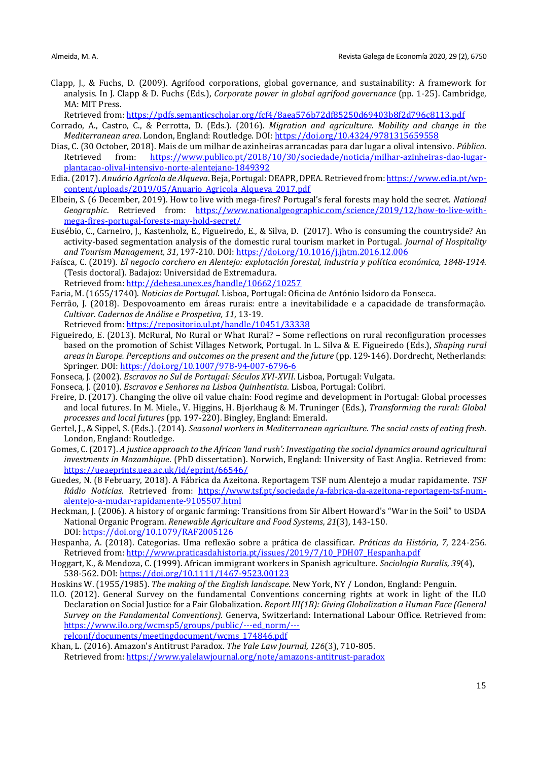Clapp, J., & Fuchs, D. (2009). Agrifood corporations, global governance, and sustainability: A framework for analysis. In J. Clapp & D. Fuchs (Eds.), *Corporate power in global agrifood governance* (pp. 1-25). Cambridge, MA: MIT Press.
Retrieved from: https://pdfs.semanticscholar.org/fcf4/8aea576b72df85250d69403b8f2d796c8113.pdf

Corrado, A., Castro, C., & Perrotta, D. (Eds.). (2016). *Migration and agriculture. Mobility and change in the Mediterranean area*. London, England: Routledge. DOI: https://doi.org/10.4324/9781315659558

Dias, C. (30 October, 2018). Mais de um milhar de azinheiras arrancadas para dar lugar a olival intensivo. *Público*. Retrieved from: https://www.publico.pt/2018/10/30/sociedade/noticia/milhar-azinheiras-dao-lugar-plantacao-olival-intensivo-norte-alentejano-1849392

Edia. (2017). *Anuário Agrícola de Alqueva*. Beja, Portugal: DEAPR, DPEA. Retrieved from: https://www.edia.pt/wp-content/uploads/2019/05/Anuario_Agricola_Alqueva_2017.pdf

Elbein, S. (6 December, 2019). How to live with mega-fires? Portugal's feral forests may hold the secret. *National Geographic*. Retrieved from: https://www.nationalgeographic.com/science/2019/12/how-to-live-with-mega-fires-portugal-forests-may-hold-secret/

Eusébio, C., Carneiro, J., Kastenholz, E., Figueiredo, E., & Silva, D. (2017). Who is consuming the countryside? An activity-based segmentation analysis of the domestic rural tourism market in Portugal. *Journal of Hospitality and Tourism Management, 31*, 197-210. DOI: https://doi.org/10.1016/j.jhtm.2016.12.006

Faísca, C. (2019). *El negocio corchero en Alentejo: explotación forestal, industria y política económica, 1848-1914*. (Tesis doctoral). Badajoz: Universidad de Extremadura.
Retrieved from: http://dehesa.unex.es/handle/10662/10257

Faria, M. (1655/1740). *Noticias de Portugal*. Lisboa, Portugal: Oficina de António Isidoro da Fonseca.

Ferrão, J. (2018). Despovoamento em áreas rurais: entre a inevitabilidade e a capacidade de transformação. *Cultivar. Cadernos de Análise e Prospetiva, 11*, 13-19.
Retrieved from: https://repositorio.ul.pt/handle/10451/33338

Figueiredo, E. (2013). McRural, No Rural or What Rural? – Some reflections on rural reconfiguration processes based on the promotion of Schist Villages Network, Portugal. In L. Silva & E. Figueiredo (Eds.), *Shaping rural areas in Europe. Perceptions and outcomes on the present and the future* (pp. 129-146). Dordrecht, Netherlands: Springer. DOI: https://doi.org/10.1007/978-94-007-6796-6

Fonseca, J. (2002). *Escravos no Sul de Portugal: Séculos XVI-XVII*. Lisboa, Portugal: Vulgata.

Fonseca, J. (2010). *Escravos e Senhores na Lisboa Quinhentista*. Lisboa, Portugal: Colibri.

Freire, D. (2017). Changing the olive oil value chain: Food regime and development in Portugal: Global processes and local futures. In M. Miele., V. Higgins, H. Bjørkhaug & M. Truninger (Eds.), *Transforming the rural: Global processes and local futures* (pp. 197-220). Bingley, England: Emerald.

Gertel, J., & Sippel, S. (Eds.). (2014). *Seasonal workers in Mediterranean agriculture. The social costs of eating fresh*. London, England: Routledge.

Gomes, C. (2017). *A justice approach to the African 'land rush': Investigating the social dynamics around agricultural investments in Mozambique*. (PhD dissertation). Norwich, England: University of East Anglia. Retrieved from: https://ueaeprints.uea.ac.uk/id/eprint/66546/

Guedes, N. (8 February, 2018). A Fábrica da Azeitona. Reportagem TSF num Alentejo a mudar rapidamente. *TSF Rádio Notícias*. Retrieved from: https://www.tsf.pt/sociedade/a-fabrica-da-azeitona-reportagem-tsf-num-alentejo-a-mudar-rapidamente-9105507.html

Heckman, J. (2006). A history of organic farming: Transitions from Sir Albert Howard's "War in the Soil" to USDA National Organic Program. *Renewable Agriculture and Food Systems, 21*(3), 143-150.
DOI: https://doi.org/10.1079/RAF2005126

Hespanha, A. (2018). Categorias. Uma reflexão sobre a prática de classificar. *Práticas da História, 7*, 224-256. Retrieved from: http://www.praticasdahistoria.pt/issues/2019/7/10_PDH07_Hespanha.pdf

Hoggart, K., & Mendoza, C. (1999). African immigrant workers in Spanish agriculture. *Sociologia Ruralis, 39*(4), 538-562. DOI: https://doi.org/10.1111/1467-9523.00123

Hoskins W. (1955/1985). *The making of the English landscape*. New York, NY / London, England: Penguin.

ILO. (2012). General Survey on the fundamental Conventions concerning rights at work in light of the ILO Declaration on Social Justice for a Fair Globalization. *Report III(1B): Giving Globalization a Human Face (General Survey on the Fundamental Conventions).* Generva, Switzerland: International Labour Office. Retrieved from: https://www.ilo.org/wcmsp5/groups/public/---ed_norm/---relconf/documents/meetingdocument/wcms_174846.pdf

Khan, L. (2016). Amazon's Antitrust Paradox. *The Yale Law Journal, 126*(3), 710-805.
Retrieved from: https://www.yalelawjournal.org/note/amazons-antitrust-paradox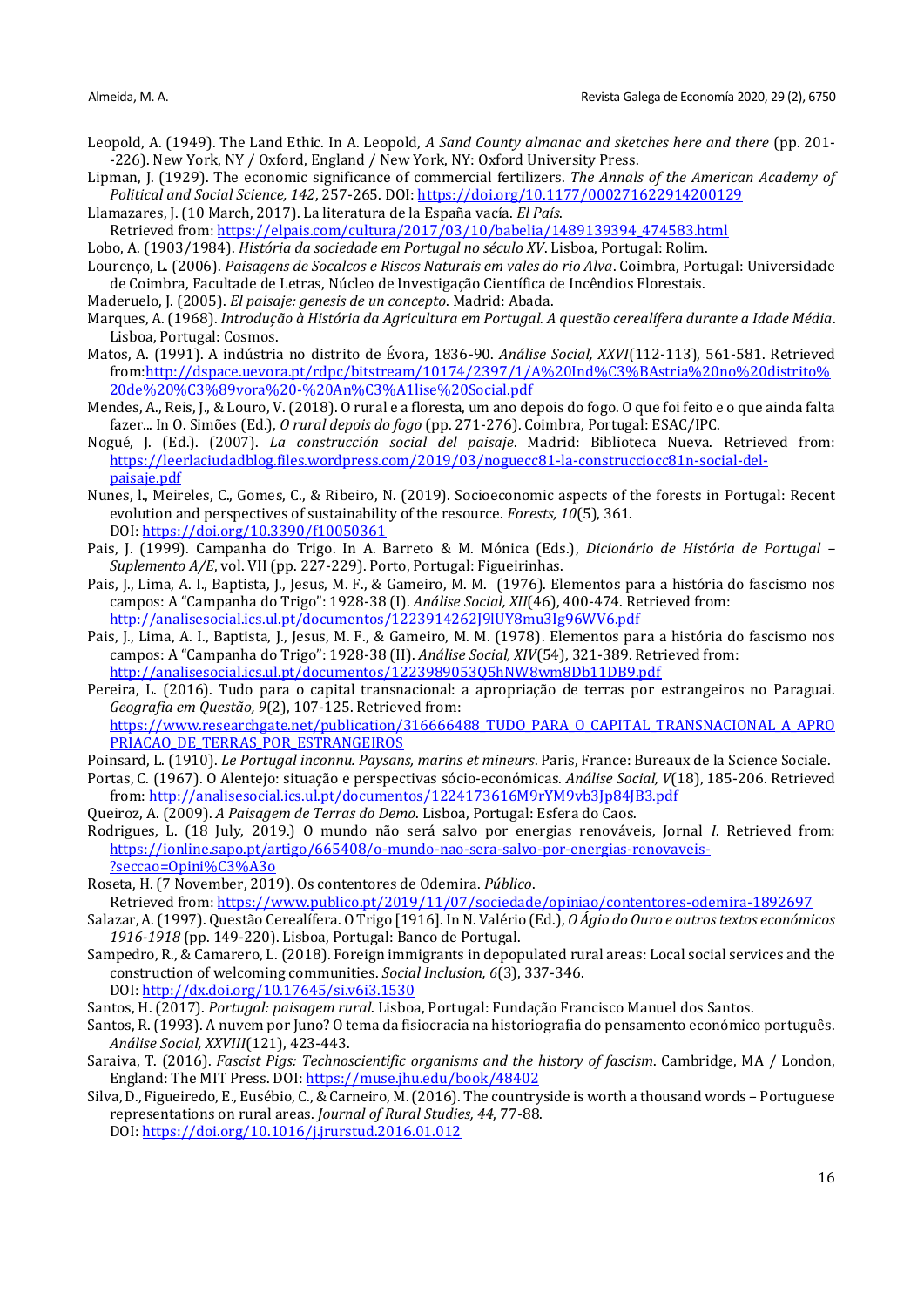Leopold, A. (1949). The Land Ethic. In A. Leopold, *A Sand County almanac and sketches here and there* (pp. 201--226). New York, NY / Oxford, England / New York, NY: Oxford University Press.

Lipman, J. (1929). The economic significance of commercial fertilizers. *The Annals of the American Academy of Political and Social Science, 142*, 257-265. DOI: https://doi.org/10.1177/000271622914200129

Llamazares, J. (10 March, 2017). La literatura de la España vacía. *El País*. Retrieved from: https://elpais.com/cultura/2017/03/10/babelia/1489139394_474583.html

Lobo, A. (1903/1984). *História da sociedade em Portugal no século XV*. Lisboa, Portugal: Rolim.

Lourenço, L. (2006). *Paisagens de Socalcos e Riscos Naturais em vales do rio Alva*. Coimbra, Portugal: Universidade de Coimbra, Facultade de Letras, Núcleo de Investigação Científica de Incêndios Florestais.

Maderuelo, J. (2005). *El paisaje: genesis de un concepto*. Madrid: Abada.

Marques, A. (1968). *Introdução à História da Agricultura em Portugal. A questão cerealífera durante a Idade Média*. Lisboa, Portugal: Cosmos.

Matos, A. (1991). A indústria no distrito de Évora, 1836-90. *Análise Social, XXVI*(112-113), 561-581. Retrieved from:http://dspace.uevora.pt/rdpc/bitstream/10174/2397/1/A%20Ind%C3%BAstria%20no%20distrito%20de%20%C3%89vora%20-%20An%C3%A1lise%20Social.pdf

Mendes, A., Reis, J., & Louro, V. (2018). O rural e a floresta, um ano depois do fogo. O que foi feito e o que ainda falta fazer... In O. Simões (Ed.), *O rural depois do fogo* (pp. 271-276). Coimbra, Portugal: ESAC/IPC.

Nogué, J. (Ed.). (2007). *La construcción social del paisaje*. Madrid: Biblioteca Nueva. Retrieved from: https://leerlaciudadblog.files.wordpress.com/2019/03/noguecc81-la-construcciocc81n-social-del-paisaje.pdf

Nunes, l., Meireles, C., Gomes, C., & Ribeiro, N. (2019). Socioeconomic aspects of the forests in Portugal: Recent evolution and perspectives of sustainability of the resource. *Forests, 10*(5), 361. DOI: https://doi.org/10.3390/f10050361

Pais, J. (1999). Campanha do Trigo. In A. Barreto & M. Mónica (Eds.), *Dicionário de História de Portugal – Suplemento A/E*, vol. VII (pp. 227-229). Porto, Portugal: Figueirinhas.

Pais, J., Lima, A. I., Baptista, J., Jesus, M. F., & Gameiro, M. M. (1976). Elementos para a história do fascismo nos campos: A "Campanha do Trigo": 1928-38 (I). *Análise Social, XII*(46), 400-474. Retrieved from: http://analisesocial.ics.ul.pt/documentos/1223914262J9lUY8mu3Ig96WV6.pdf

Pais, J., Lima, A. I., Baptista, J., Jesus, M. F., & Gameiro, M. M. (1978). Elementos para a história do fascismo nos campos: A "Campanha do Trigo": 1928-38 (II). *Análise Social, XIV*(54), 321-389. Retrieved from: http://analisesocial.ics.ul.pt/documentos/1223989053Q5hNW8wm8Db11DB9.pdf

Pereira, L. (2016). Tudo para o capital transnacional: a apropriação de terras por estrangeiros no Paraguai. *Geografia em Questão, 9*(2), 107-125. Retrieved from: https://www.researchgate.net/publication/316666488_TUDO_PARA_O_CAPITAL_TRANSNACIONAL_A_APROPRIACAO_DE_TERRAS_POR_ESTRANGEIROS

Poinsard, L. (1910). *Le Portugal inconnu. Paysans, marins et mineurs*. Paris, France: Bureaux de la Science Sociale.

Portas, C. (1967). O Alentejo: situação e perspectivas sócio-económicas. *Análise Social, V*(18), 185-206. Retrieved from: http://analisesocial.ics.ul.pt/documentos/1224173616M9rYM9vb3Jp84JB3.pdf

Queiroz, A. (2009). *A Paisagem de Terras do Demo*. Lisboa, Portugal: Esfera do Caos.

Rodrigues, L. (18 July, 2019.) O mundo não será salvo por energias renováveis, Jornal *I*. Retrieved from: https://ionline.sapo.pt/artigo/665408/o-mundo-nao-sera-salvo-por-energias-renovaveis-?seccao=Opini%C3%A3o

Roseta, H. (7 November, 2019). Os contentores de Odemira. *Público*. Retrieved from: https://www.publico.pt/2019/11/07/sociedade/opiniao/contentores-odemira-1892697

Salazar, A. (1997). Questão Cerealífera. O Trigo [1916]. In N. Valério (Ed.), *O Ágio do Ouro e outros textos económicos 1916-1918* (pp. 149-220). Lisboa, Portugal: Banco de Portugal.

Sampedro, R., & Camarero, L. (2018). Foreign immigrants in depopulated rural areas: Local social services and the construction of welcoming communities. *Social Inclusion, 6*(3), 337-346. DOI: http://dx.doi.org/10.17645/si.v6i3.1530

Santos, H. (2017). *Portugal: paisagem rural*. Lisboa, Portugal: Fundação Francisco Manuel dos Santos.

Santos, R. (1993). A nuvem por Juno? O tema da fisiocracia na historiografia do pensamento económico português. *Análise Social, XXVIII*(121), 423-443.

Saraiva, T. (2016). *Fascist Pigs: Technoscientific organisms and the history of fascism*. Cambridge, MA / London, England: The MIT Press. DOI: https://muse.jhu.edu/book/48402

Silva, D., Figueiredo, E., Eusébio, C., & Carneiro, M. (2016). The countryside is worth a thousand words – Portuguese representations on rural areas. *Journal of Rural Studies, 44*, 77-88. DOI: https://doi.org/10.1016/j.jrurstud.2016.01.012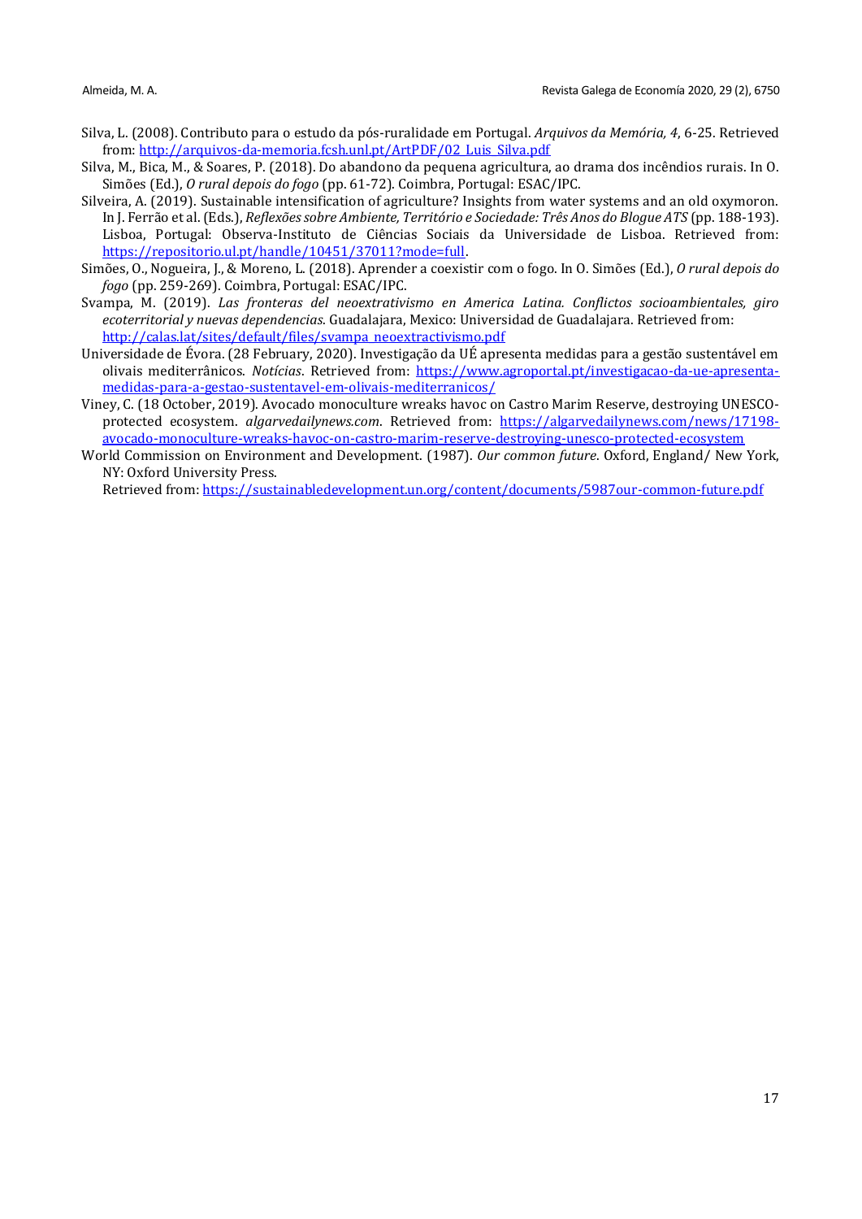Silva, L. (2008). Contributo para o estudo da pós-ruralidade em Portugal. *Arquivos da Memória, 4*, 6-25. Retrieved from: http://arquivos-da-memoria.fcsh.unl.pt/ArtPDF/02_Luis_Silva.pdf

Silva, M., Bica, M., & Soares, P. (2018). Do abandono da pequena agricultura, ao drama dos incêndios rurais. In O. Simões (Ed.), *O rural depois do fogo* (pp. 61-72). Coimbra, Portugal: ESAC/IPC.

Silveira, A. (2019). Sustainable intensification of agriculture? Insights from water systems and an old oxymoron. In J. Ferrão et al. (Eds.), *Reflexões sobre Ambiente, Território e Sociedade: Três Anos do Blogue ATS* (pp. 188-193). Lisboa, Portugal: Observa-Instituto de Ciências Sociais da Universidade de Lisboa. Retrieved from: https://repositorio.ul.pt/handle/10451/37011?mode=full.

Simões, O., Nogueira, J., & Moreno, L. (2018). Aprender a coexistir com o fogo. In O. Simões (Ed.), *O rural depois do fogo* (pp. 259-269). Coimbra, Portugal: ESAC/IPC.

Svampa, M. (2019). *Las fronteras del neoextrativismo en America Latina. Conflictos socioambientales, giro ecoterritorial y nuevas dependencias*. Guadalajara, Mexico: Universidad de Guadalajara. Retrieved from: http://calas.lat/sites/default/files/svampa_neoextractivismo.pdf

Universidade de Évora. (28 February, 2020). Investigação da UÉ apresenta medidas para a gestão sustentável em olivais mediterrânicos. *Notícias*. Retrieved from: https://www.agroportal.pt/investigacao-da-ue-apresenta-medidas-para-a-gestao-sustentavel-em-olivais-mediterranicos/

Viney, C. (18 October, 2019). Avocado monoculture wreaks havoc on Castro Marim Reserve, destroying UNESCO-protected ecosystem. *algarvedailynews.com*. Retrieved from: https://algarvedailynews.com/news/17198-avocado-monoculture-wreaks-havoc-on-castro-marim-reserve-destroying-unesco-protected-ecosystem

World Commission on Environment and Development. (1987). *Our common future*. Oxford, England/ New York, NY: Oxford University Press.
Retrieved from: https://sustainabledevelopment.un.org/content/documents/5987our-common-future.pdf